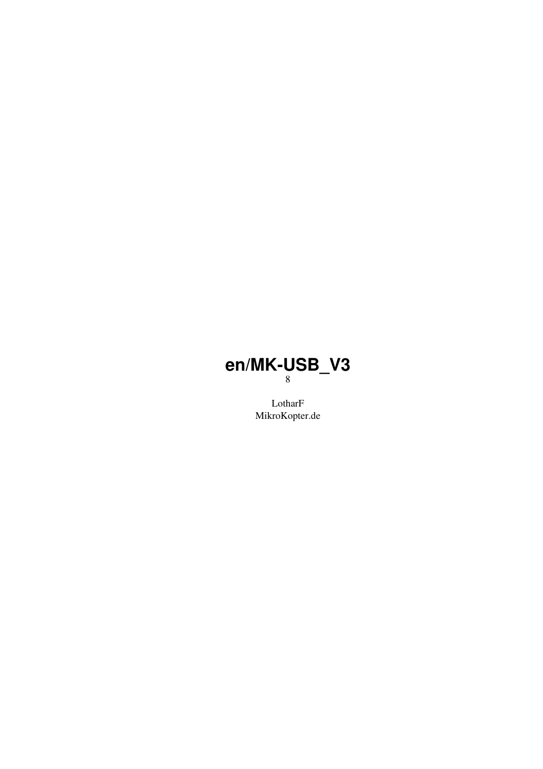# en/MK-USB_V3

8

LotharF

MikroKopter.de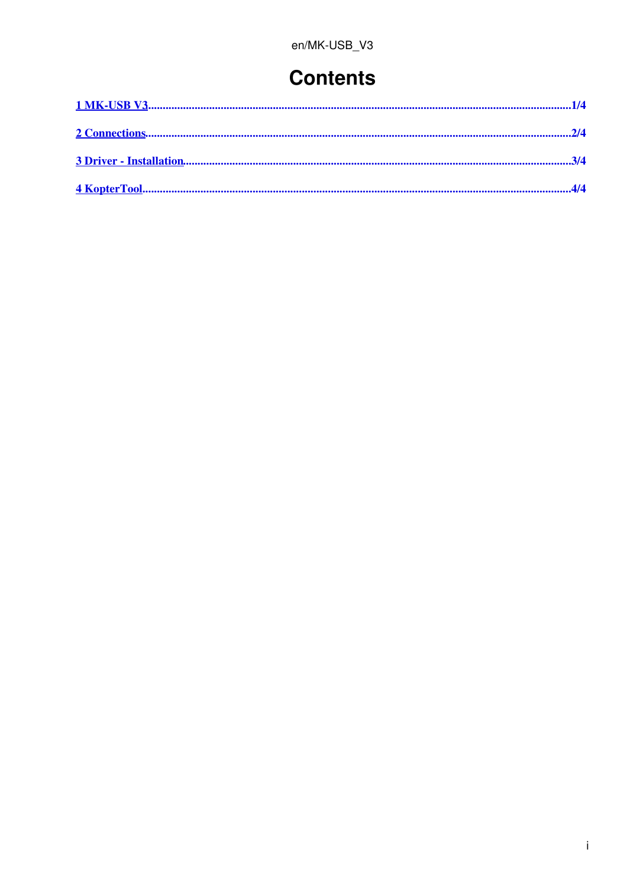# Contents

1 MK-USB V3 ........................................................ 1/4

2 Connections ........................................................ 2/4

3 Driver - Installation ........................................................ 3/4

4 KopterTool ........................................................ 4/4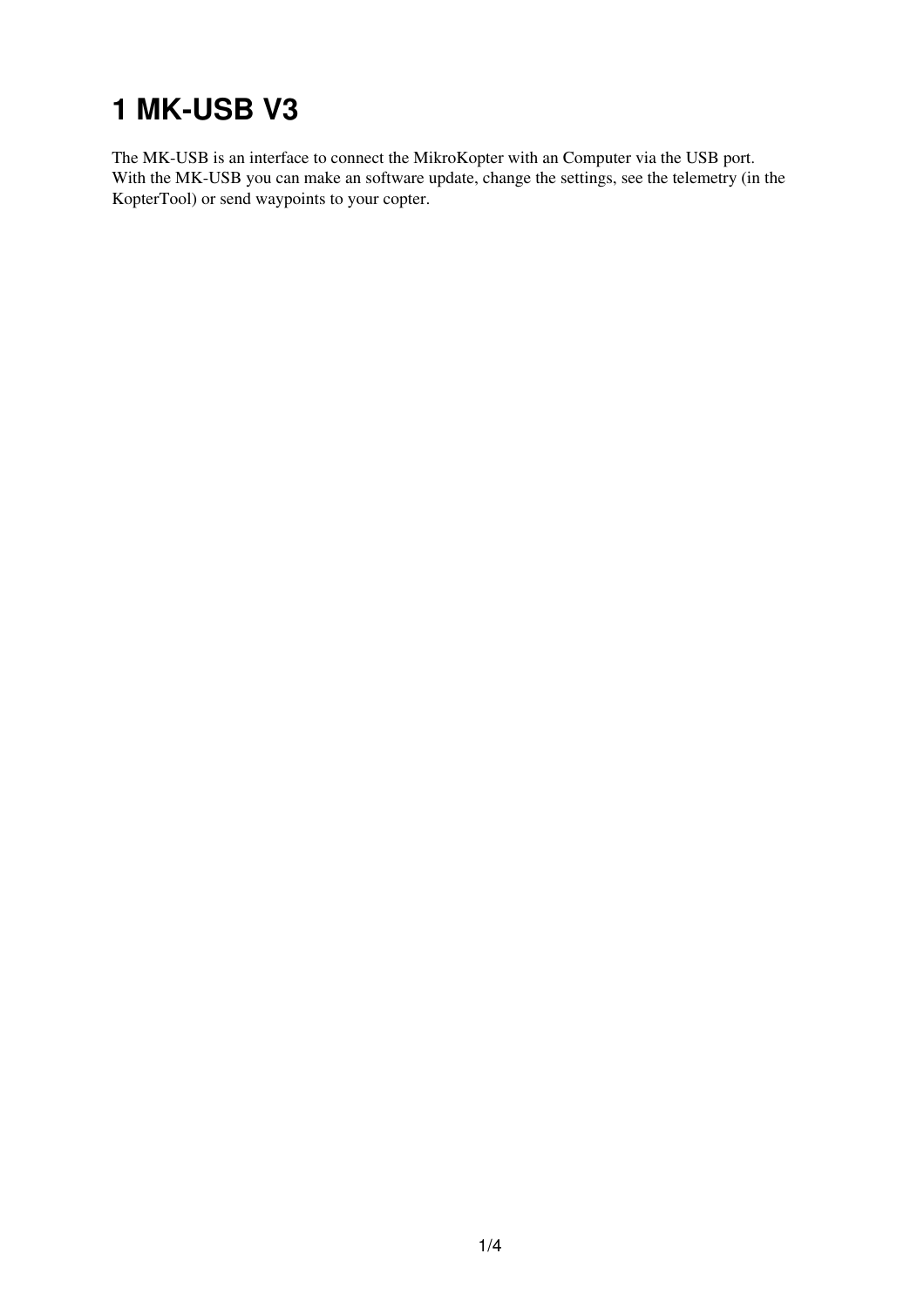# 1 MK-USB V3

The MK-USB is an interface to connect the MikroKopter with an Computer via the USB port.
With the MK-USB you can make an software update, change the settings, see the telemetry (in the KopterTool) or send waypoints to your copter.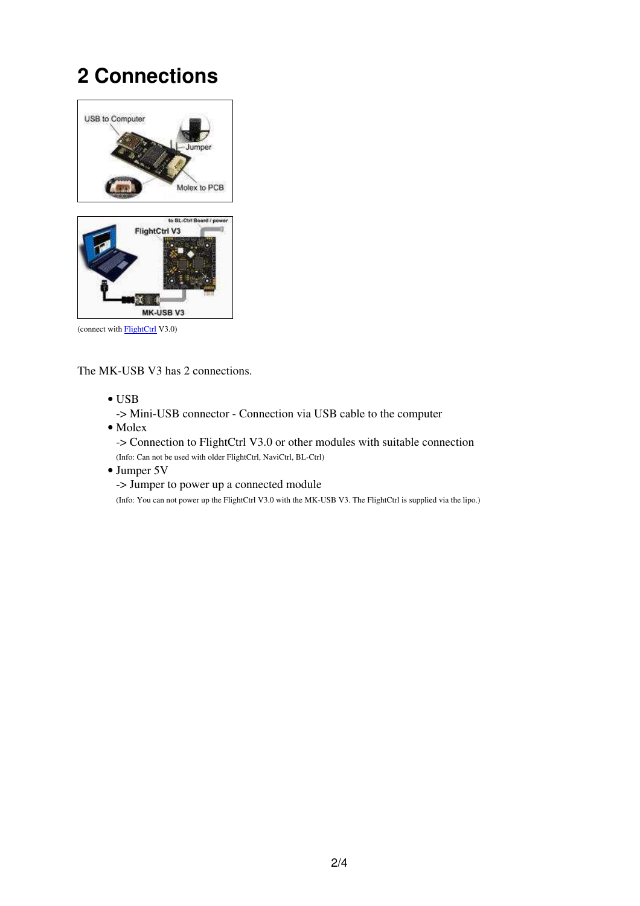# 2 Connections

(connect with FlightCtrl V3.0)

The MK-USB V3 has 2 connections.

- USB
  -> Mini-USB connector - Connection via USB cable to the computer
- Molex
  -> Connection to FlightCtrl V3.0 or other modules with suitable connection
  (Info: Can not be used with older FlightCtrl, NaviCtrl, BL-Ctrl)
- Jumper 5V
  -> Jumper to power up a connected module
  (Info: You can not power up the FlightCtrl V3.0 with the MK-USB V3. The FlightCtrl is supplied via the lipo.)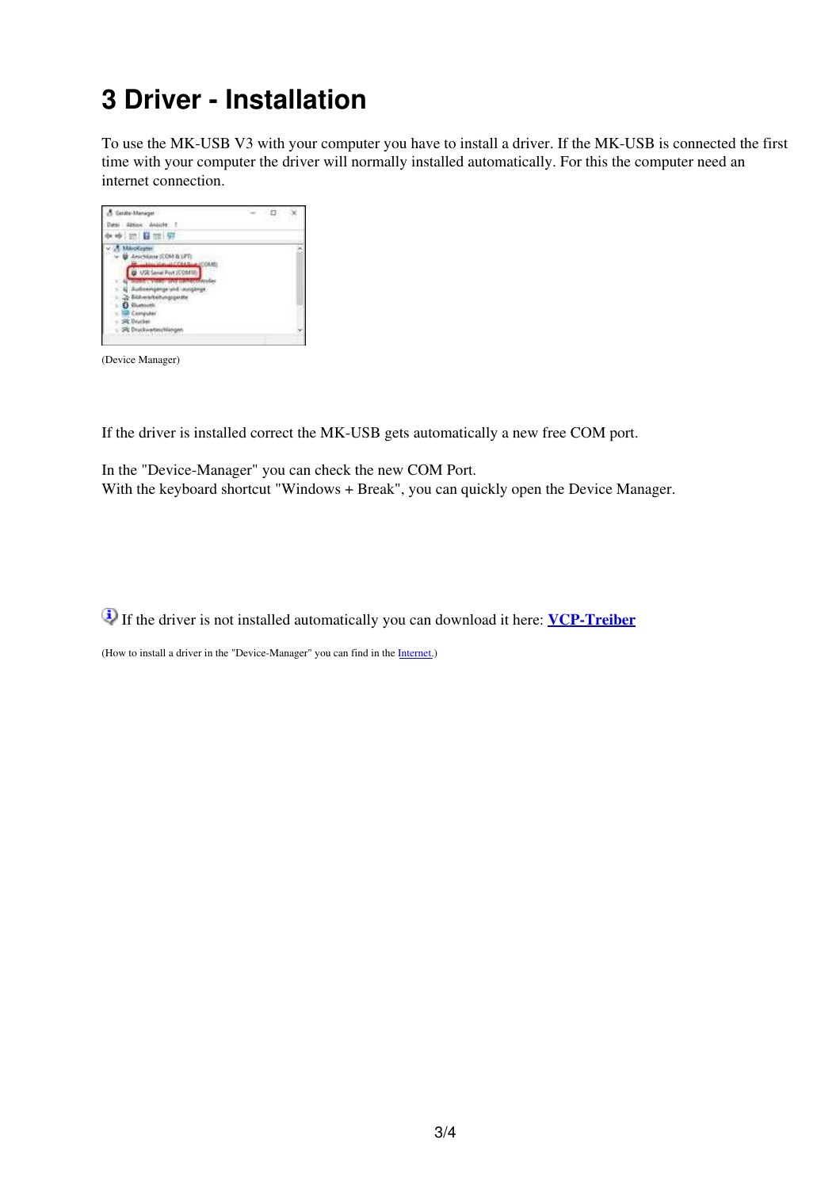# 3 Driver - Installation

To use the MK-USB V3 with your computer you have to install a driver. If the MK-USB is connected the first time with your computer the driver will normally installed automatically. For this the computer need an internet connection.

(Device Manager)

If the driver is installed correct the MK-USB gets automatically a new free COM port.

In the "Device-Manager" you can check the new COM Port.
With the keyboard shortcut "Windows + Break", you can quickly open the Device Manager.

If the driver is not installed automatically you can download it here: **VCP-Treiber**

(How to install a driver in the "Device-Manager" you can find in the Internet.)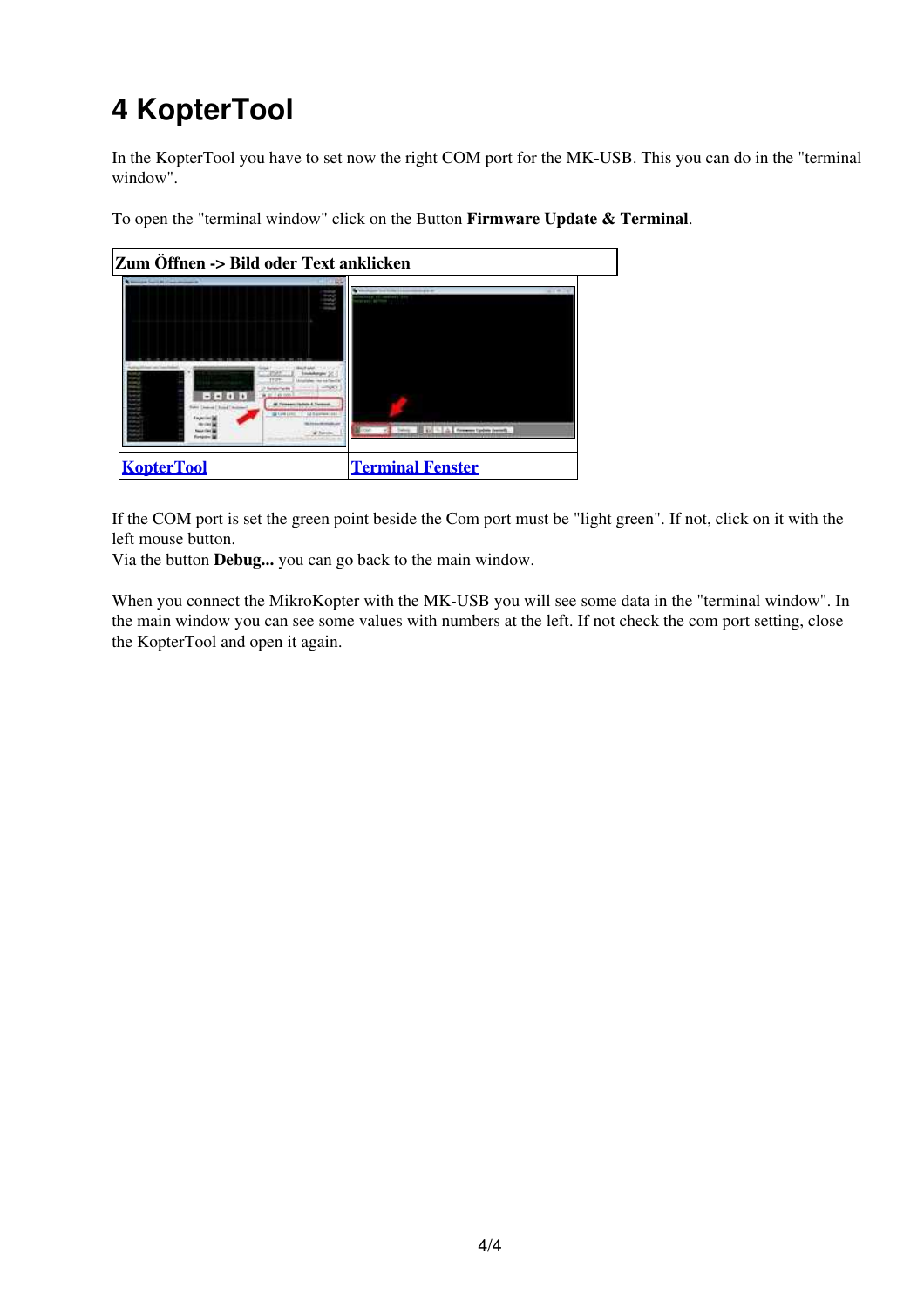# 4 KopterTool

In the KopterTool you have to set now the right COM port for the MK-USB. This you can do in the "terminal window".

To open the "terminal window" click on the Button **Firmware Update & Terminal**.

| Zum Öffnen -> Bild oder Text anklicken | |
|---|---|
| | |
| KopterTool | Terminal Fenster |

If the COM port is set the green point beside the Com port must be "light green". If not, click on it with the left mouse button.
Via the button **Debug...** you can go back to the main window.

When you connect the MikroKopter with the MK-USB you will see some data in the "terminal window". In the main window you can see some values with numbers at the left. If not check the com port setting, close the KopterTool and open it again.